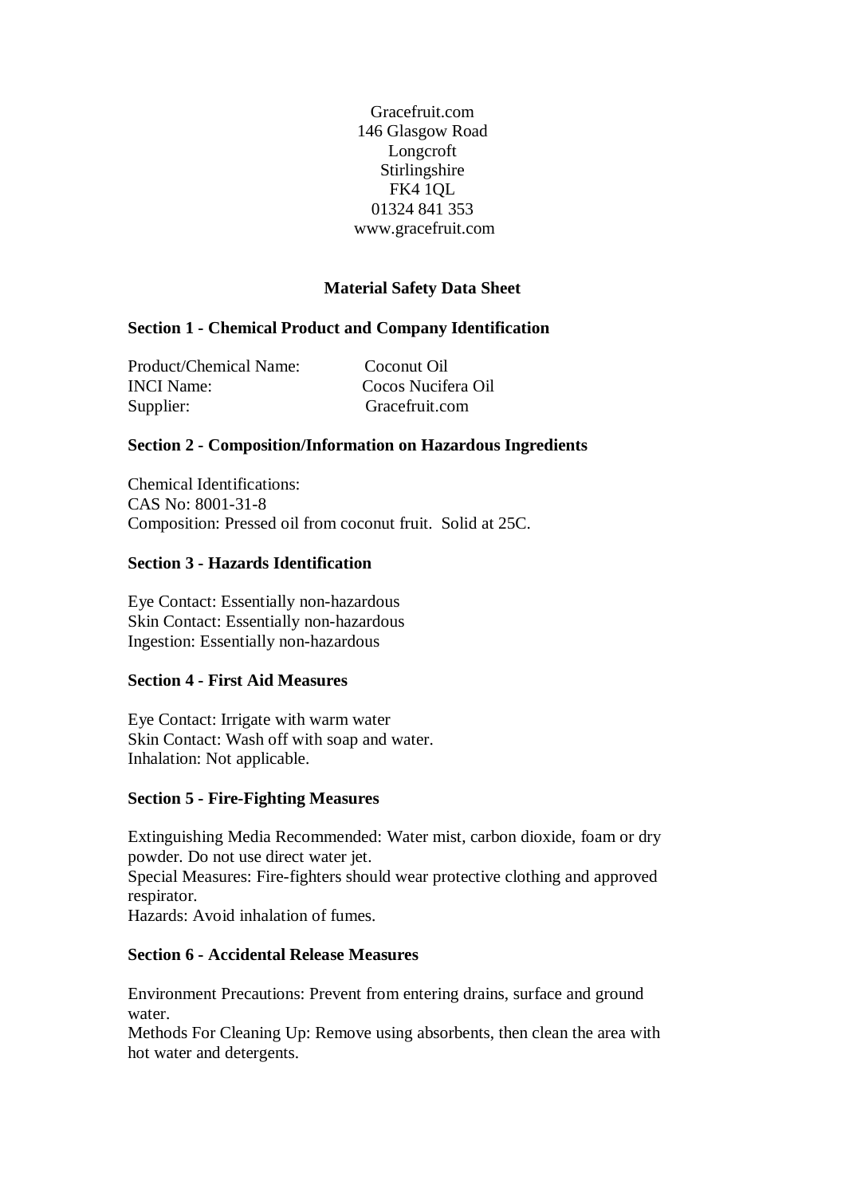Gracefruit.com
146 Glasgow Road
Longcroft
Stirlingshire
FK4 1QL
01324 841 353
www.gracefruit.com

# Material Safety Data Sheet

## Section 1 - Chemical Product and Company Identification

Product/Chemical Name: Coconut Oil
INCI Name: Cocos Nucifera Oil
Supplier: Gracefruit.com

## Section 2 - Composition/Information on Hazardous Ingredients

Chemical Identifications:
CAS No: 8001-31-8
Composition: Pressed oil from coconut fruit. Solid at 25C.

## Section 3 - Hazards Identification

Eye Contact: Essentially non-hazardous
Skin Contact: Essentially non-hazardous
Ingestion: Essentially non-hazardous

## Section 4 - First Aid Measures

Eye Contact: Irrigate with warm water
Skin Contact: Wash off with soap and water.
Inhalation: Not applicable.

## Section 5 - Fire-Fighting Measures

Extinguishing Media Recommended: Water mist, carbon dioxide, foam or dry powder. Do not use direct water jet.
Special Measures: Fire-fighters should wear protective clothing and approved respirator.
Hazards: Avoid inhalation of fumes.

## Section 6 - Accidental Release Measures

Environment Precautions: Prevent from entering drains, surface and ground water.
Methods For Cleaning Up: Remove using absorbents, then clean the area with hot water and detergents.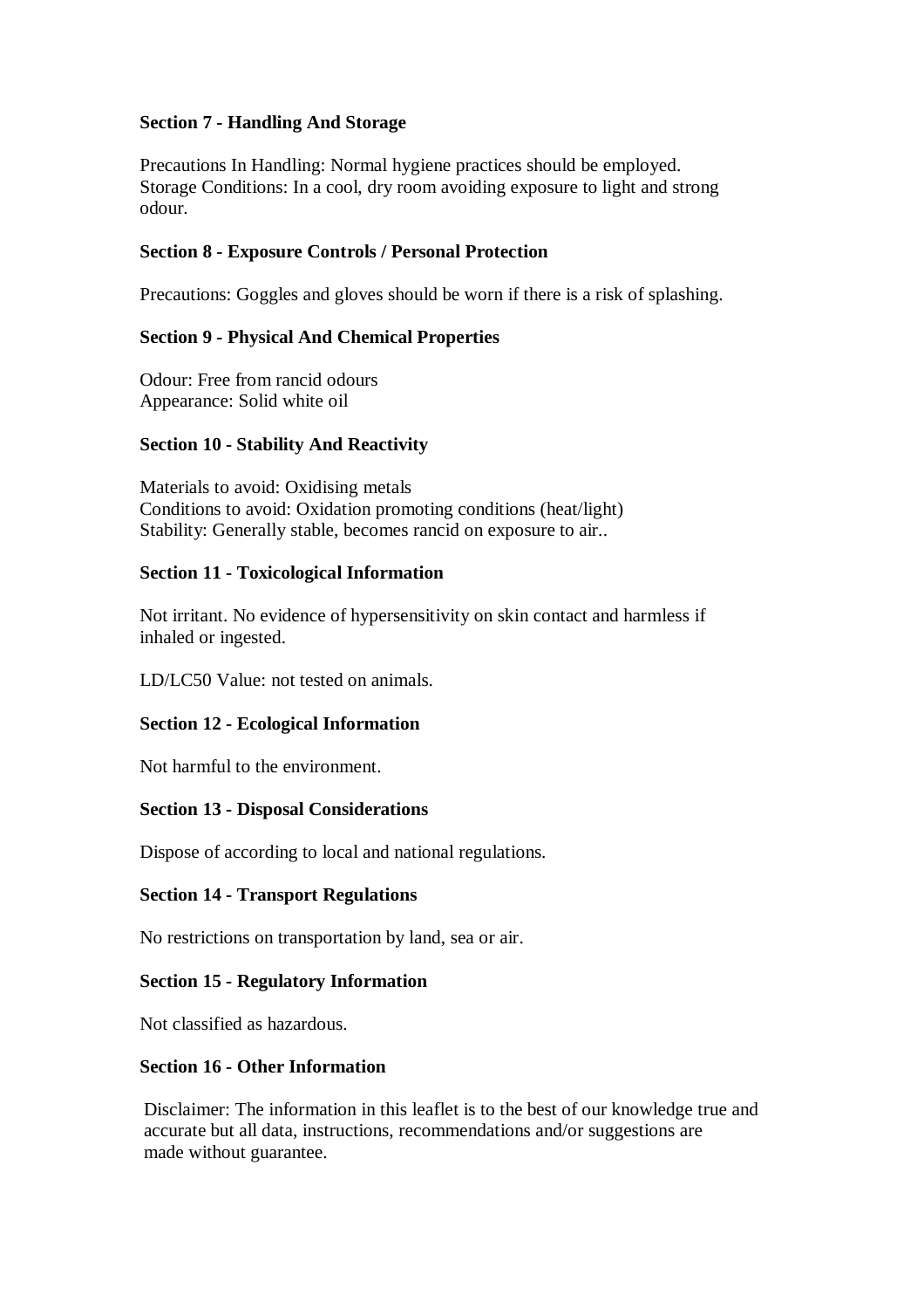## Section 7 - Handling And Storage

Precautions In Handling: Normal hygiene practices should be employed.
Storage Conditions: In a cool, dry room avoiding exposure to light and strong odour.

## Section 8 - Exposure Controls / Personal Protection

Precautions: Goggles and gloves should be worn if there is a risk of splashing.

## Section 9 - Physical And Chemical Properties

Odour: Free from rancid odours
Appearance: Solid white oil

## Section 10 - Stability And Reactivity

Materials to avoid: Oxidising metals
Conditions to avoid: Oxidation promoting conditions (heat/light)
Stability: Generally stable, becomes rancid on exposure to air..

## Section 11 - Toxicological Information

Not irritant. No evidence of hypersensitivity on skin contact and harmless if inhaled or ingested.

LD/LC50 Value: not tested on animals.

## Section 12 - Ecological Information

Not harmful to the environment.

## Section 13 - Disposal Considerations

Dispose of according to local and national regulations.

## Section 14 - Transport Regulations

No restrictions on transportation by land, sea or air.

## Section 15 - Regulatory Information

Not classified as hazardous.

## Section 16 - Other Information

Disclaimer: The information in this leaflet is to the best of our knowledge true and accurate but all data, instructions, recommendations and/or suggestions are made without guarantee.